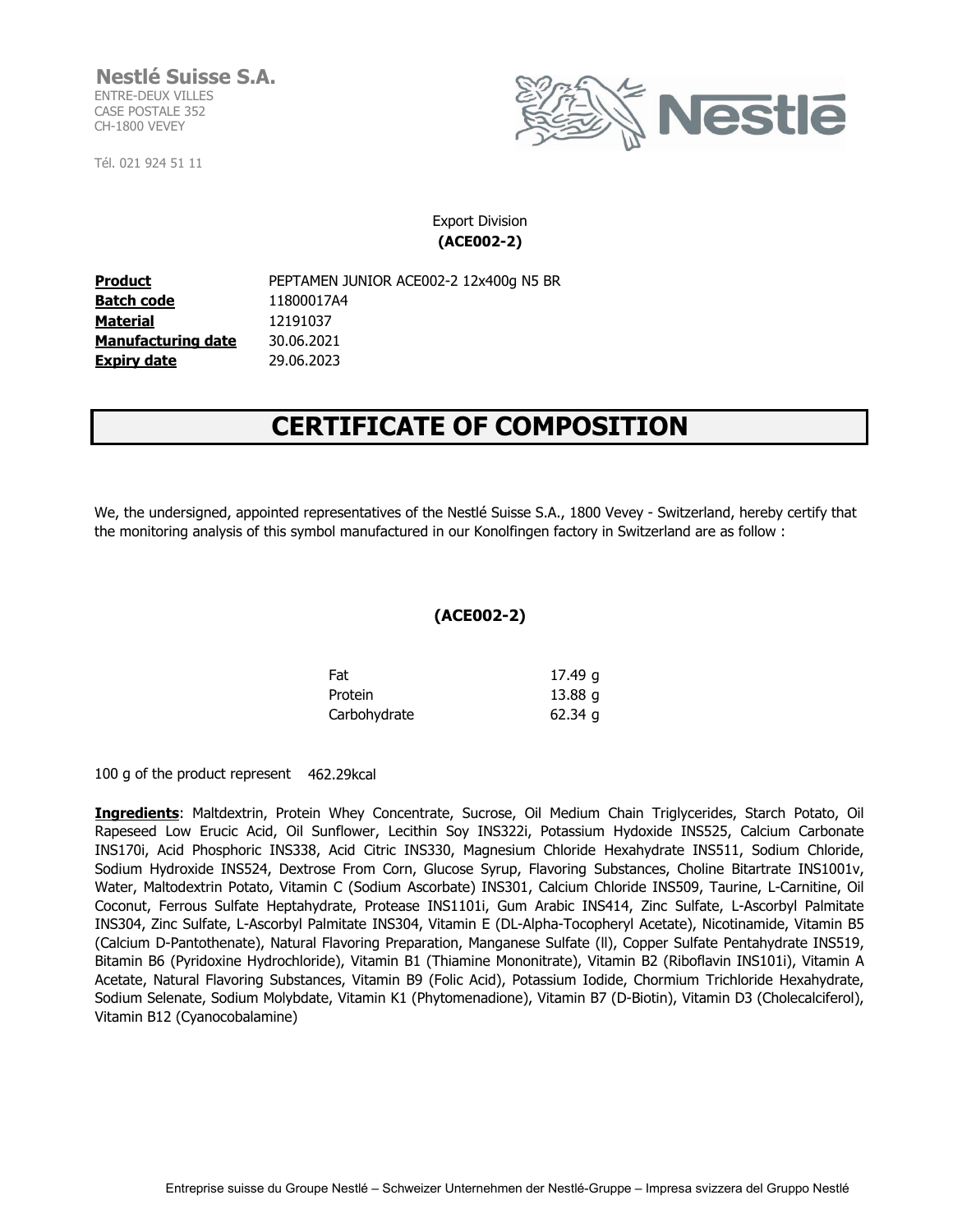**Nestlé Suisse S.A.**
ENTRE-DEUX VILLES
CASE POSTALE 352
CH-1800 VEVEY

Tél. 021 924 51 11

Export Division
**(ACE002-2)**

| | |
|---|---|
| **Product** | PEPTAMEN JUNIOR ACE002-2 12x400g N5 BR |
| **Batch code** | 11800017A4 |
| **Material** | 12191037 |
| **Manufacturing date** | 30.06.2021 |
| **Expiry date** | 29.06.2023 |

# CERTIFICATE OF COMPOSITION

We, the undersigned, appointed representatives of the Nestlé Suisse S.A., 1800 Vevey - Switzerland, hereby certify that the monitoring analysis of this symbol manufactured in our Konolfingen factory in Switzerland are as follow :

**(ACE002-2)**

| | |
|---|---|
| Fat | 17.49 g |
| Protein | 13.88 g |
| Carbohydrate | 62.34 g |

100 g of the product represent 462.29kcal

**Ingredients**: Maltdextrin, Protein Whey Concentrate, Sucrose, Oil Medium Chain Triglycerides, Starch Potato, Oil Rapeseed Low Erucic Acid, Oil Sunflower, Lecithin Soy INS322i, Potassium Hydoxide INS525, Calcium Carbonate INS170i, Acid Phosphoric INS338, Acid Citric INS330, Magnesium Chloride Hexahydrate INS511, Sodium Chloride, Sodium Hydroxide INS524, Dextrose From Corn, Glucose Syrup, Flavoring Substances, Choline Bitartrate INS1001v, Water, Maltodextrin Potato, Vitamin C (Sodium Ascorbate) INS301, Calcium Chloride INS509, Taurine, L-Carnitine, Oil Coconut, Ferrous Sulfate Heptahydrate, Protease INS1101i, Gum Arabic INS414, Zinc Sulfate, L-Ascorbyl Palmitate INS304, Zinc Sulfate, L-Ascorbyl Palmitate INS304, Vitamin E (DL-Alpha-Tocopheryl Acetate), Nicotinamide, Vitamin B5 (Calcium D-Pantothenate), Natural Flavoring Preparation, Manganese Sulfate (ll), Copper Sulfate Pentahydrate INS519, Bitamin B6 (Pyridoxine Hydrochloride), Vitamin B1 (Thiamine Mononitrate), Vitamin B2 (Riboflavin INS101i), Vitamin A Acetate, Natural Flavoring Substances, Vitamin B9 (Folic Acid), Potassium Iodide, Chormium Trichloride Hexahydrate, Sodium Selenate, Sodium Molybdate, Vitamin K1 (Phytomenadione), Vitamin B7 (D-Biotin), Vitamin D3 (Cholecalciferol), Vitamin B12 (Cyanocobalamine)

Entreprise suisse du Groupe Nestlé – Schweizer Unternehmen der Nestlé-Gruppe – Impresa svizzera del Gruppo Nestlé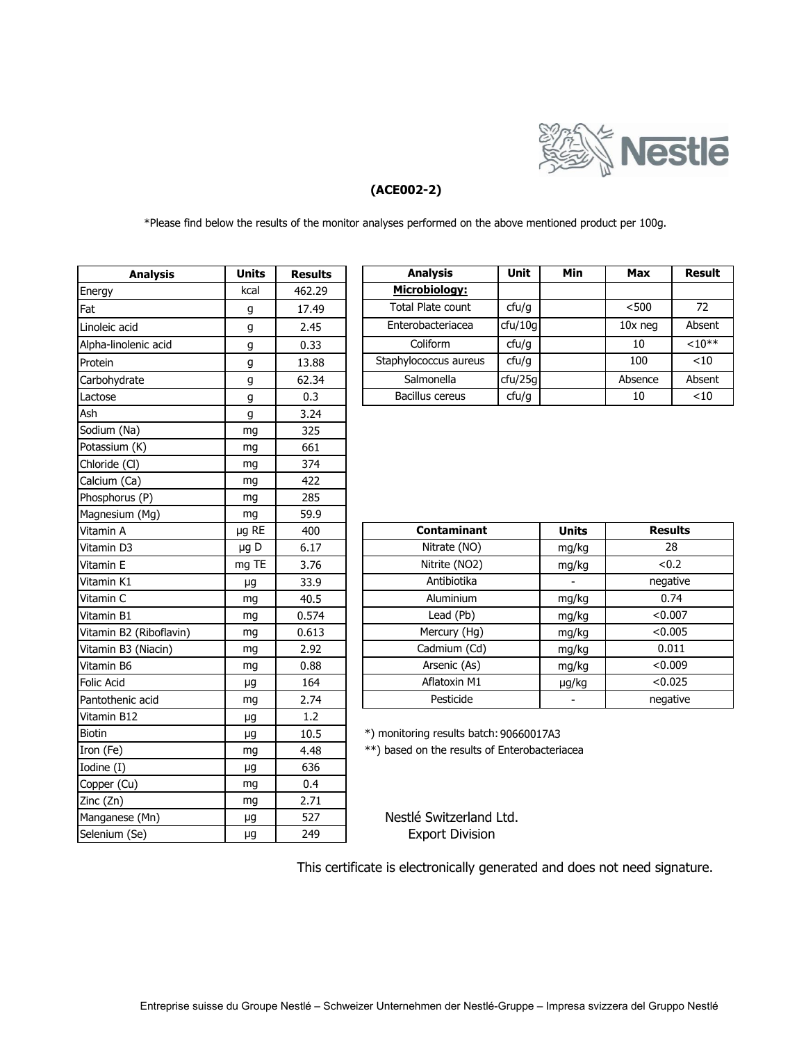**(ACE002-2)**

*Please find below the results of the monitor analyses performed on the above mentioned product per 100g.

| Analysis | Units | Results |
|---|---|---|
| Energy | kcal | 462.29 |
| Fat | g | 17.49 |
| Linoleic acid | g | 2.45 |
| Alpha-linolenic acid | g | 0.33 |
| Protein | g | 13.88 |
| Carbohydrate | g | 62.34 |
| Lactose | g | 0.3 |
| Ash | g | 3.24 |
| Sodium (Na) | mg | 325 |
| Potassium (K) | mg | 661 |
| Chloride (Cl) | mg | 374 |
| Calcium (Ca) | mg | 422 |
| Phosphorus (P) | mg | 285 |
| Magnesium (Mg) | mg | 59.9 |
| Vitamin A | µg RE | 400 |
| Vitamin D3 | µg D | 6.17 |
| Vitamin E | mg TE | 3.76 |
| Vitamin K1 | µg | 33.9 |
| Vitamin C | mg | 40.5 |
| Vitamin B1 | mg | 0.574 |
| Vitamin B2 (Riboflavin) | mg | 0.613 |
| Vitamin B3 (Niacin) | mg | 2.92 |
| Vitamin B6 | mg | 0.88 |
| Folic Acid | µg | 164 |
| Pantothenic acid | mg | 2.74 |
| Vitamin B12 | µg | 1.2 |
| Biotin | µg | 10.5 |
| Iron (Fe) | mg | 4.48 |
| Iodine (I) | µg | 636 |
| Copper (Cu) | mg | 0.4 |
| Zinc (Zn) | mg | 2.71 |
| Manganese (Mn) | µg | 527 |
| Selenium (Se) | µg | 249 |

| Analysis | Unit | Min | Max | Result |
|---|---|---|---|---|
| **Microbiology:** | | | | |
| Total Plate count | cfu/g | | <500 | 72 |
| Enterobacteriacea | cfu/10g | | 10x neg | Absent |
| Coliform | cfu/g | | 10 | <10** |
| Staphylococcus aureus | cfu/g | | 100 | <10 |
| Salmonella | cfu/25g | | Absence | Absent |
| Bacillus cereus | cfu/g | | 10 | <10 |

| Contaminant | Units | Results |
|---|---|---|
| Nitrate (NO) | mg/kg | 28 |
| Nitrite (NO2) | mg/kg | <0.2 |
| Antibiotika | - | negative |
| Aluminium | mg/kg | 0.74 |
| Lead (Pb) | mg/kg | <0.007 |
| Mercury (Hg) | mg/kg | <0.005 |
| Cadmium (Cd) | mg/kg | 0.011 |
| Arsenic (As) | mg/kg | <0.009 |
| Aflatoxin M1 | µg/kg | <0.025 |
| Pesticide | - | negative |

*) monitoring results batch: 90660017A3

**) based on the results of Enterobacteriacea

Nestlé Switzerland Ltd.
Export Division

This certificate is electronically generated and does not need signature.

Entreprise suisse du Groupe Nestlé – Schweizer Unternehmen der Nestlé-Gruppe – Impresa svizzera del Gruppo Nestlé